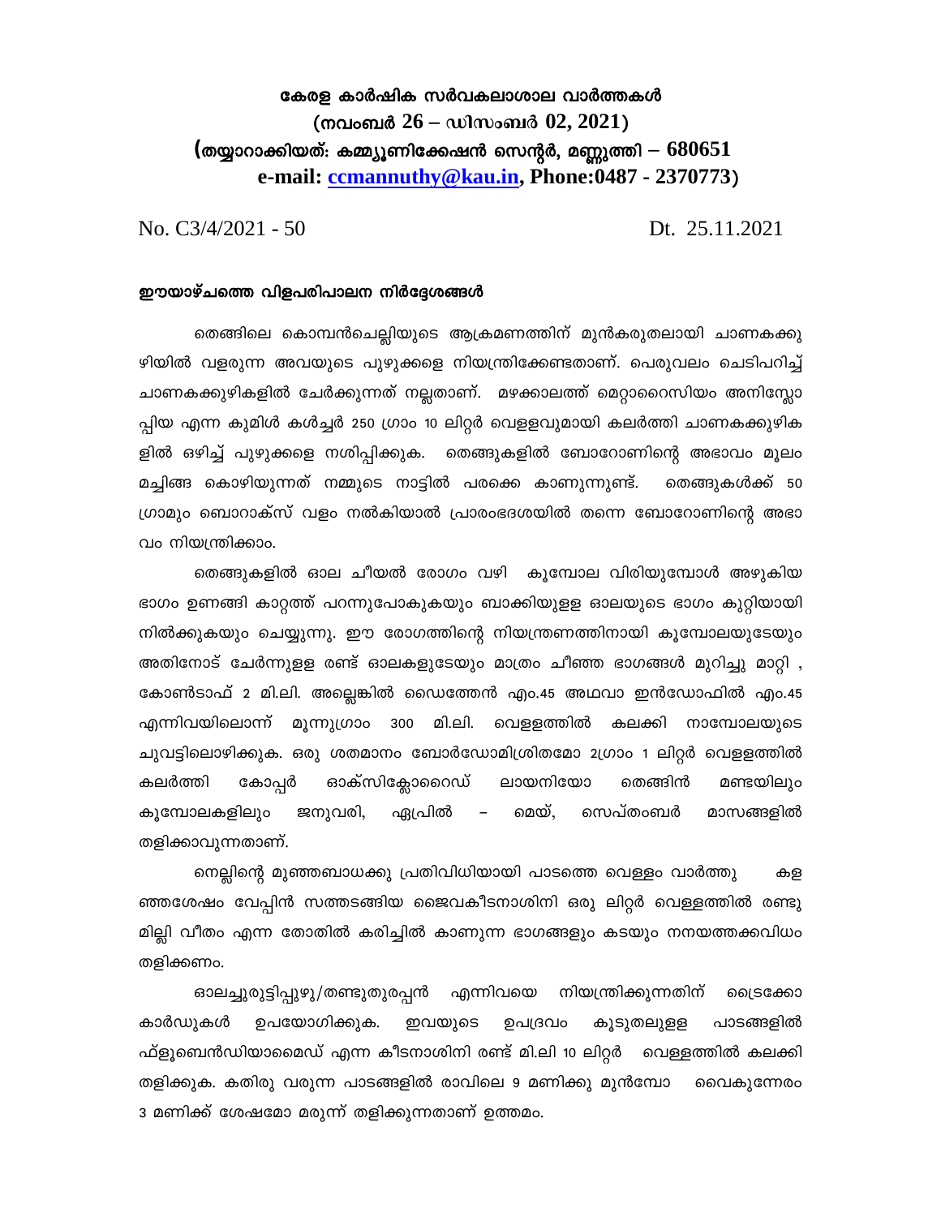# കേരള കാർഷിക സർവകലാശാല വാർത്തകൾ
## (നവംബർ 26 – ഡിസംബർ 02, 2021)
## (തയ്യാറാക്കിയത്: കമ്മ്യൂണിക്കേഷൻ സെന്റർ, മണ്ണുത്തി – 680651
## e-mail: ccmannuthy@kau.in, Phone:0487 - 2370773)

No. C3/4/2021 - 50 &nbsp;&nbsp;&nbsp;&nbsp;&nbsp;&nbsp;&nbsp;&nbsp;&nbsp;&nbsp;&nbsp;&nbsp;&nbsp;&nbsp;&nbsp;&nbsp;&nbsp;&nbsp;&nbsp;&nbsp;&nbsp;&nbsp;&nbsp;&nbsp;&nbsp;&nbsp;&nbsp;&nbsp;&nbsp;&nbsp; Dt. 25.11.2021

**ഈയാഴ്ചത്തെ വിളപരിപാലന നിർദ്ദേശങ്ങൾ**

തെങ്ങിലെ കൊമ്പൻചെല്ലിയുടെ ആക്രമണത്തിന് മുൻകരുതലായി ചാണകക്കുഴിയിൽ വളരുന്ന അവയുടെ പുഴുക്കളെ നിയന്ത്രിക്കേണ്ടതാണ്. പെരുവലം ചെടിപറിച്ച് ചാണകക്കുഴികളിൽ ചേർക്കുന്നത് നല്ലതാണ്. മഴക്കാലത്ത് മെറ്റാറൈസിയം അനിസ്ലോപ്പിയ എന്ന കുമിൾ കൾച്ചർ 250 ഗ്രാം 10 ലിറ്റർ വെള്ളവുമായി കലർത്തി ചാണകക്കുഴികളിൽ ഒഴിച്ച് പുഴുക്കളെ നശിപ്പിക്കുക. തെങ്ങുകളിൽ ബോറോണിന്റെ അഭാവം മൂലം മച്ചിങ്ങ കൊഴിയുന്നത് നമ്മുടെ നാട്ടിൽ പരക്കെ കാണുന്നുണ്ട്. തെങ്ങുകൾക്ക് 50 ഗ്രാമും ബൊറാക്സ് വളം നൽകിയാൽ പ്രാരംഭദശയിൽ തന്നെ ബോറോണിന്റെ അഭാവം നിയന്ത്രിക്കാം.

തെങ്ങുകളിൽ ഓല ചീയൽ രോഗം വഴി കൂമ്പോല വിരിയുമ്പോൾ അഴുകിയ ഭാഗം ഉണങ്ങി കാറ്റത്ത് പറന്നുപോകുകയും ബാക്കിയുള്ള ഓലയുടെ ഭാഗം കുറ്റിയായി നിൽക്കുകയും ചെയ്യുന്നു. ഈ രോഗത്തിന്റെ നിയന്ത്രണത്തിനായി കൂമ്പോലയുടേയും അതിനോട് ചേർന്നുള്ള രണ്ട് ഓലകളുടേയും മാത്രം ചീഞ്ഞ ഭാഗങ്ങൾ മുറിച്ചു മാറ്റി , കോൺടാഫ് 2 മി.ലി. അല്ലെങ്കിൽ ഡൈത്തേൻ എം.45 അഥവാ ഇൻഡോഫിൽ എം.45 എന്നിവയിലൊന്ന് മൂന്നുഗ്രാം 300 മി.ലി. വെള്ളത്തിൽ കലക്കി നാമ്പോലയുടെ ചുവട്ടിലൊഴിക്കുക. ഒരു ശതമാനം ബോർഡോമിശ്രിതമോ 2ഗ്രാം 1 ലിറ്റർ വെള്ളത്തിൽ കലർത്തി കോപ്പർ ഓക്സിക്ലോറൈഡ് ലായനിയോ തെങ്ങിൻ മണ്ടയിലും കൂമ്പോലകളിലും ജനുവരി, ഏപ്രിൽ – മെയ്, സെപ്തംബർ മാസങ്ങളിൽ തളിക്കാവുന്നതാണ്.

നെല്ലിന്റെ മുഞ്ഞബാധക്കു പ്രതിവിധിയായി പാടത്തെ വെള്ളം വാർത്തു കള ഞ്ഞശേഷം വേപ്പിൻ സത്തടങ്ങിയ ജൈവകീടനാശിനി ഒരു ലിറ്റർ വെള്ളത്തിൽ രണ്ടു മില്ലി വീതം എന്ന തോതിൽ കരിച്ചിൽ കാണുന്ന ഭാഗങ്ങളും കടയും നനയത്തക്കവിധം തളിക്കണം.

ഓലച്ചുരുട്ടിപ്പുഴു/തണ്ടുതുരപ്പൻ എന്നിവയെ നിയന്ത്രിക്കുന്നതിന് ട്രൈക്കോ കാർഡുകൾ ഉപയോഗിക്കുക. ഇവയുടെ ഉപദ്രവം കൂടുതലുള്ള പാടങ്ങളിൽ ഫ്ളൂബെൻഡിയാമൈഡ് എന്ന കീടനാശിനി രണ്ട് മി.ലി 10 ലിറ്റർ വെള്ളത്തിൽ കലക്കി തളിക്കുക. കതിരു വരുന്ന പാടങ്ങളിൽ രാവിലെ 9 മണിക്കു മുൻമ്പോ വൈകുന്നേരം 3 മണിക്ക് ശേഷമോ മരുന്ന് തളിക്കുന്നതാണ് ഉത്തമം.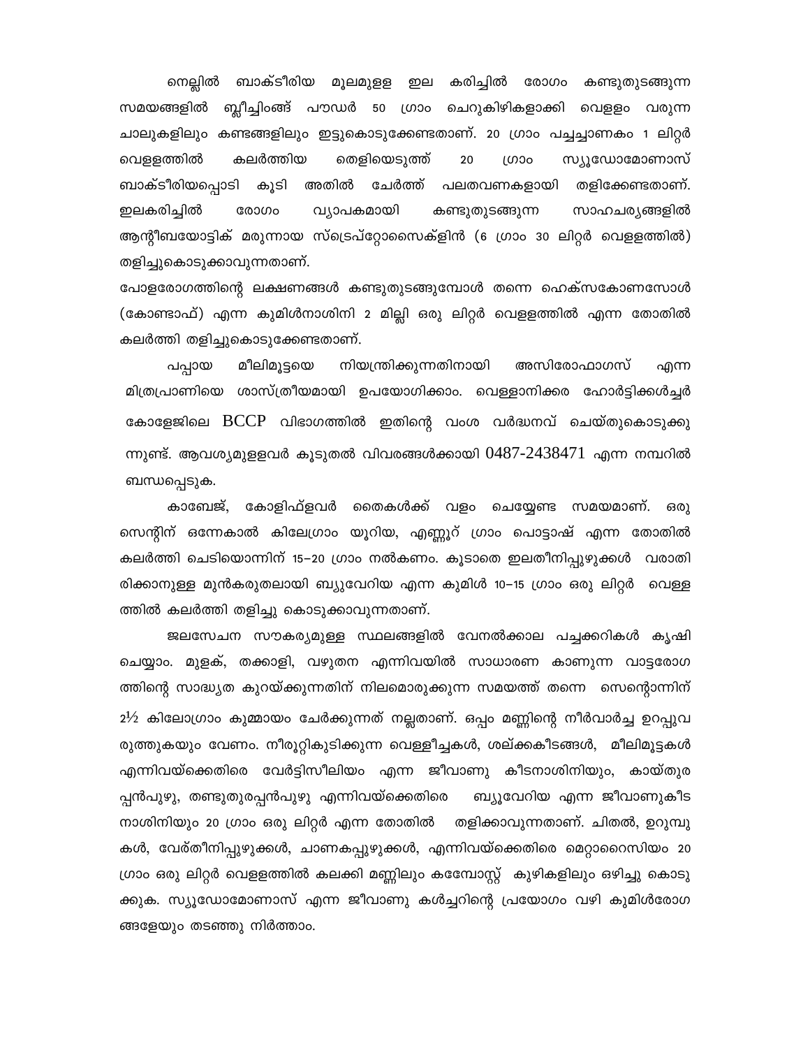നെല്ലിൽ ബാക്ടീരിയ മൂലമുള്ള ഇല കരിച്ചിൽ രോഗം കണ്ടുതുടങ്ങുന്ന സമയങ്ങളിൽ ബ്ലീച്ചിംങ്ങ് പൗഡർ 50 ഗ്രാം ചെറുകിഴികളാക്കി വെള്ളം വരുന്ന ചാലുകളിലും കണ്ടങ്ങളിലും ഇട്ടുകൊടുക്കേണ്ടതാണ്. 20 ഗ്രാം പച്ചച്ചാണകം 1 ലിറ്റർ വെള്ളത്തിൽ കലർത്തിയ തെളിയെടുത്ത് 20 ഗ്രാം സ്യൂഡോമോണാസ് ബാക്ടീരിയപ്പൊടി കൂടി അതിൽ ചേർത്ത് പലതവണകളായി തളിക്കേണ്ടതാണ്. ഇലകരിച്ചിൽ രോഗം വ്യാപകമായി കണ്ടുതുടങ്ങുന്ന സാഹചര്യങ്ങളിൽ ആന്റീബയോട്ടിക് മരുന്നായ സ്ട്രെപ്റ്റോസൈക്ളിൻ (6 ഗ്രാം 30 ലിറ്റർ വെള്ളത്തിൽ) തളിച്ചുകൊടുക്കാവുന്നതാണ്.

പോളരോഗത്തിന്റെ ലക്ഷണങ്ങൾ കണ്ടുതുടങ്ങുമ്പോൾ തന്നെ ഹെക്സകോണസോൾ (കോണ്ടാഫ്) എന്ന കുമിൾനാശിനി 2 മില്ലി ഒരു ലിറ്റർ വെള്ളത്തിൽ എന്ന തോതിൽ കലർത്തി തളിച്ചുകൊടുക്കേണ്ടതാണ്.

പപ്പായ മീലിമൂട്ടയെ നിയന്ത്രിക്കുന്നതിനായി അസിരോഫാഗസ് എന്ന മിത്രപ്രാണിയെ ശാസ്ത്രീയമായി ഉപയോഗിക്കാം. വെള്ളാനിക്കര ഹോർട്ടിക്കൾച്ചർ കോളേജിലെ BCCP വിഭാഗത്തിൽ ഇതിന്റെ വംശ വർദ്ധനവ് ചെയ്തുകൊടുക്കുന്നുണ്ട്. ആവശ്യമുള്ളവർ കൂടുതൽ വിവരങ്ങൾക്കായി 0487-2438471 എന്ന നമ്പറിൽ ബന്ധപ്പെടുക.

കാബേജ്, കോളിഫ്ളവർ തൈകൾക്ക് വളം ചെയ്യേണ്ട സമയമാണ്. ഒരു സെന്റിന് ഒന്നേകാൽ കിലോഗ്രാം യൂറിയ, എണ്ണൂറ് ഗ്രാം പൊട്ടാഷ് എന്ന തോതിൽ കലർത്തി ചെടിയൊന്നിന് 15–20 ഗ്രാം നൽകണം. കൂടാതെ ഇലതീനിപ്പുഴുക്കൾ വരാതിരിക്കാനുള്ള മുൻകരുതലായി ബ്യുവേറിയ എന്ന കുമിൾ 10–15 ഗ്രാം ഒരു ലിറ്റർ വെള്ളത്തിൽ കലർത്തി തളിച്ചു കൊടുക്കാവുന്നതാണ്.

ജലസേചന സൗകര്യമുള്ള സ്ഥലങ്ങളിൽ വേനൽക്കാല പച്ചക്കറികൾ കൃഷി ചെയ്യാം. മുളക്, തക്കാളി, വഴുതന എന്നിവയിൽ സാധാരണ കാണുന്ന വാട്ടരോഗത്തിന്റെ സാദ്ധ്യത കുറയ്ക്കുന്നതിന് നിലമൊരുക്കുന്ന സമയത്ത് തന്നെ സെന്റൊന്നിന് 2½ കിലോഗ്രാം കുമ്മായം ചേർക്കുന്നത് നല്ലതാണ്. ഒപ്പം മണ്ണിന്റെ നീർവാർച്ച ഉറപ്പുവരുത്തുകയും വേണം. നീരൂറ്റികുടിക്കുന്ന വെള്ളീച്ചകൾ, ശല്ക്കകീടങ്ങൾ, മീലിമൂട്ടകൾ എന്നിവയ്ക്കെതിരെ വേർട്ടിസീലിയം എന്ന ജീവാണു കീടനാശിനിയും, കായ്തുരപ്പൻപുഴു, തണ്ടുതുരപ്പൻപുഴു എന്നിവയ്ക്കെതിരെ ബ്യൂവേറിയ എന്ന ജീവാണുകീടനാശിനിയും 20 ഗ്രാം ഒരു ലിറ്റർ എന്ന തോതിൽ തളിക്കാവുന്നതാണ്. ചിതൽ, ഉറുമ്പുകൾ, വേര്തീനിപ്പുഴുക്കൾ, ചാണകപ്പുഴുക്കൾ, എന്നിവയ്ക്കെതിരെ മെറ്റാറൈസിയം 20 ഗ്രാം ഒരു ലിറ്റർ വെള്ളത്തിൽ കലക്കി മണ്ണിലും കമ്പോസ്റ്റ് കുഴികളിലും ഒഴിച്ചു കൊടുക്കുക. സ്യൂഡോമോണാസ് എന്ന ജീവാണു കൾച്ചറിന്റെ പ്രയോഗം വഴി കുമിൾരോഗങ്ങളേയും തടഞ്ഞു നിർത്താം.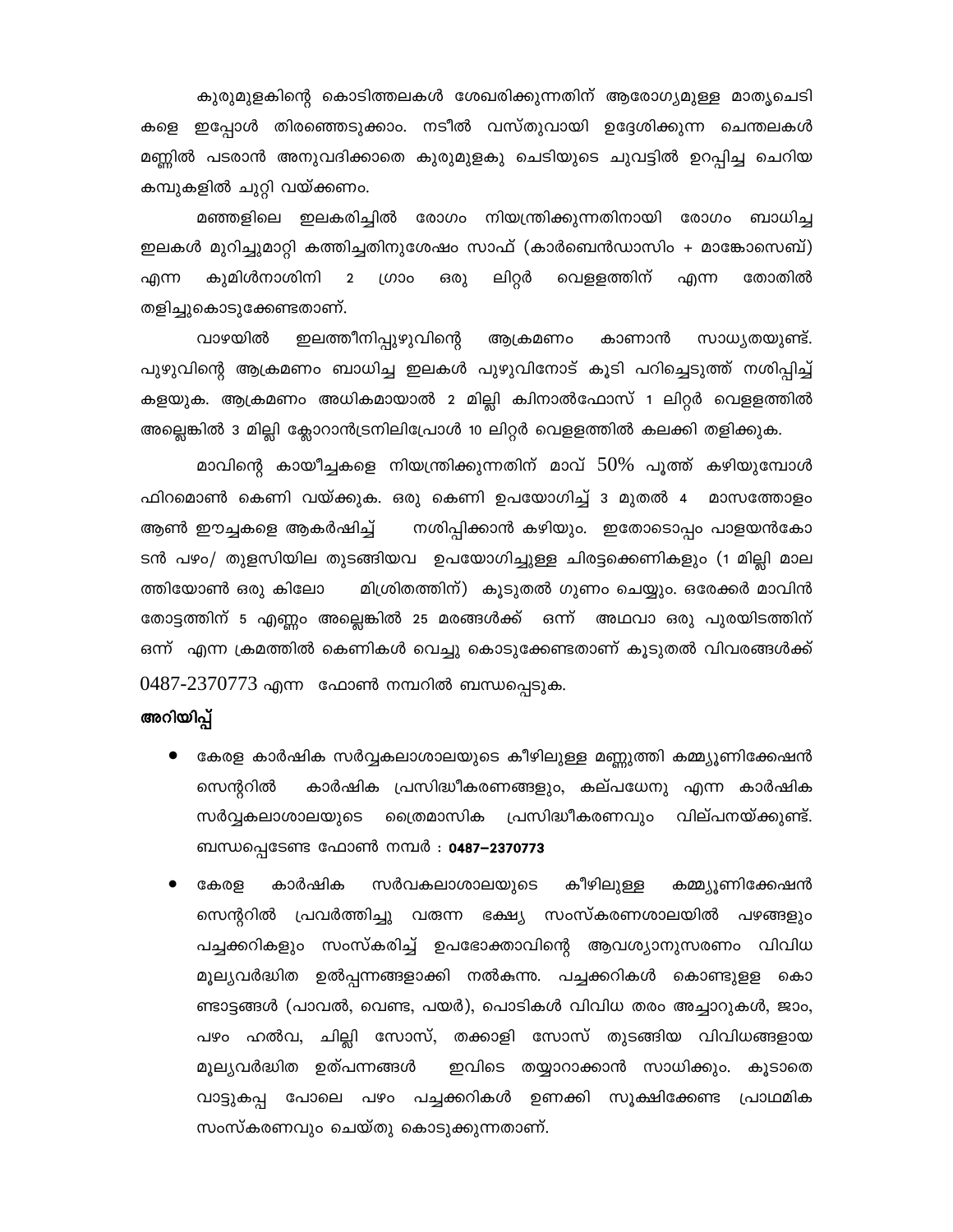കുരുമുളകിന്റെ കൊടിത്തലകൾ ശേഖരിക്കുന്നതിന് ആരോഗ്യമുള്ള മാതൃചെടികളെ ഇപ്പോൾ തിരഞ്ഞെടുക്കാം. നടീൽ വസ്തുവായി ഉദ്ദേശിക്കുന്ന ചെന്തലകൾ മണ്ണിൽ പടരാൻ അനുവദിക്കാതെ കുരുമുളകു ചെടിയുടെ ചുവട്ടിൽ ഉറപ്പിച്ച ചെറിയ കമ്പുകളിൽ ചുറ്റി വയ്ക്കണം.

മഞ്ഞളിലെ ഇലകരിച്ചിൽ രോഗം നിയന്ത്രിക്കുന്നതിനായി രോഗം ബാധിച്ച ഇലകൾ മുറിച്ചുമാറ്റി കത്തിച്ചതിനുശേഷം സാഫ് (കാർബെൻഡാസിം + മാങ്കോസെബ്) എന്ന കുമിൾനാശിനി 2 ഗ്രാം ഒരു ലിറ്റർ വെള്ളത്തിന് എന്ന തോതിൽ തളിച്ചുകൊടുക്കേണ്ടതാണ്.

വാഴയിൽ ഇലത്തീനിപ്പുഴുവിന്റെ ആക്രമണം കാണാൻ സാധ്യതയുണ്ട്. പുഴുവിന്റെ ആക്രമണം ബാധിച്ച ഇലകൾ പുഴുവിനോട് കൂടി പറിച്ചെടുത്ത് നശിപ്പിച്ച് കളയുക. ആക്രമണം അധികമായാൽ 2 മില്ലി ക്വിനാൽഫോസ് 1 ലിറ്റർ വെള്ളത്തിൽ അല്ലെങ്കിൽ 3 മില്ലി ക്ലോറാൻട്രനിലിപ്രോൾ 10 ലിറ്റർ വെള്ളത്തിൽ കലക്കി തളിക്കുക.

മാവിന്റെ കായീച്ചകളെ നിയന്ത്രിക്കുന്നതിന് മാവ് 50% പൂത്ത് കഴിയുമ്പോൾ ഫിറമൊൺ കെണി വയ്ക്കുക. ഒരു കെണി ഉപയോഗിച്ച് 3 മുതൽ 4 മാസത്തോളം ആൺ ഈച്ചകളെ ആകർഷിച്ച് നശിപ്പിക്കാൻ കഴിയും. ഇതോടൊപ്പം പാളയൻകോടൻ പഴം/ തുളസിയില തുടങ്ങിയവ ഉപയോഗിച്ചുള്ള ചിരട്ടക്കെണികളും (1 മില്ലി മാലത്തിയോൺ ഒരു കിലോ മിശ്രിതത്തിന്) കൂടുതൽ ഗുണം ചെയ്യും. ഒരേക്കർ മാവിൻ തോട്ടത്തിന് 5 എണ്ണം അല്ലെങ്കിൽ 25 മരങ്ങൾക്ക് ഒന്ന് അഥവാ ഒരു പുരയിടത്തിന് ഒന്ന് എന്ന ക്രമത്തിൽ കെണികൾ വെച്ചു കൊടുക്കേണ്ടതാണ് കൂടുതൽ വിവരങ്ങൾക്ക് 0487-2370773 എന്ന ഫോൺ നമ്പറിൽ ബന്ധപ്പെടുക.

**അറിയിപ്പ്**

- കേരള കാർഷിക സർവ്വകലാശാലയുടെ കീഴിലുള്ള മണ്ണുത്തി കമ്മ്യൂണിക്കേഷൻ സെന്ററിൽ കാർഷിക പ്രസിദ്ധീകരണങ്ങളും, കല്പധേനു എന്ന കാർഷിക സർവ്വകലാശാലയുടെ ത്രൈമാസിക പ്രസിദ്ധീകരണവും വില്പനയ്ക്കുണ്ട്. ബന്ധപ്പെടേണ്ട ഫോൺ നമ്പർ : **0487–2370773**
- കേരള കാർഷിക സർവകലാശാലയുടെ കീഴിലുള്ള കമ്മ്യൂണിക്കേഷൻ സെന്ററിൽ പ്രവർത്തിച്ചു വരുന്ന ഭക്ഷ്യ സംസ്കരണശാലയിൽ പഴങ്ങളും പച്ചക്കറികളും സംസ്കരിച്ച് ഉപഭോക്താവിന്റെ ആവശ്യാനുസരണം വിവിധ മൂല്യവർദ്ധിത ഉൽപ്പന്നങ്ങളാക്കി നൽകുന്നു. പച്ചക്കറികൾ കൊണ്ടുള്ള കൊണ്ടാട്ടങ്ങൾ (പാവൽ, വെണ്ട, പയർ), പൊടികൾ വിവിധ തരം അച്ചാറുകൾ, ജാം, പഴം ഹൽവ, ചില്ലി സോസ്, തക്കാളി സോസ് തുടങ്ങിയ വിവിധങ്ങളായ മൂല്യവർദ്ധിത ഉത്പന്നങ്ങൾ ഇവിടെ തയ്യാറാക്കാൻ സാധിക്കും. കൂടാതെ വാട്ടുകപ്പ പോലെ പഴം പച്ചക്കറികൾ ഉണക്കി സൂക്ഷിക്കേണ്ട പ്രാഥമിക സംസ്കരണവും ചെയ്തു കൊടുക്കുന്നതാണ്.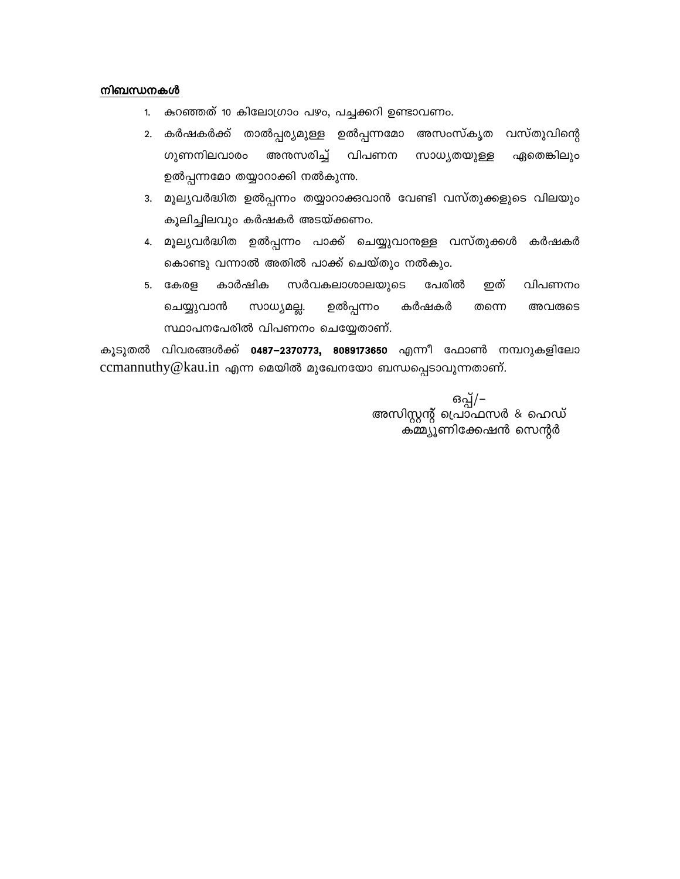<u>നിബന്ധനകൾ</u>

1. കുറഞ്ഞത് 10 കിലോഗ്രാം പഴം, പച്ചക്കറി ഉണ്ടാവണം.
2. കർഷകർക്ക് താൽപ്പര്യമുള്ള ഉൽപ്പന്നമോ അസംസ്കൃത വസ്തുവിന്റെ ഗുണനിലവാരം അനുസരിച്ച് വിപണന സാധ്യതയുള്ള ഏതെങ്കിലും ഉൽപ്പന്നമോ തയ്യാറാക്കി നൽകുന്നു.
3. മൂല്യവർദ്ധിത ഉൽപ്പന്നം തയ്യാറാക്കുവാൻ വേണ്ടി വസ്തുക്കളുടെ വിലയും കൂലിച്ചിലവും കർഷകർ അടയ്ക്കണം.
4. മൂല്യവർദ്ധിത ഉൽപ്പന്നം പാക്ക് ചെയ്യുവാനുള്ള വസ്തുക്കൾ കർഷകർ കൊണ്ടു വന്നാൽ അതിൽ പാക്ക് ചെയ്തും നൽകും.
5. കേരള കാർഷിക സർവകലാശാലയുടെ പേരിൽ ഇത് വിപണനം ചെയ്യുവാൻ സാധ്യമല്ല. ഉൽപ്പന്നം കർഷകർ തന്നെ അവരുടെ സ്ഥാപനപേരിൽ വിപണനം ചെയ്യേതാണ്.

കൂടുതൽ വിവരങ്ങൾക്ക് **0487–2370773, 8089173650** എന്നീ ഫോൺ നമ്പറുകളിലോ ccmannuthy@kau.in എന്ന മെയിൽ മുഖേനയോ ബന്ധപ്പെടാവുന്നതാണ്.

ഒപ്പ്/–
അസിസ്റ്റന്റ് പ്രൊഫസർ & ഹെഡ്
കമ്മ്യൂണിക്കേഷൻ സെന്റർ